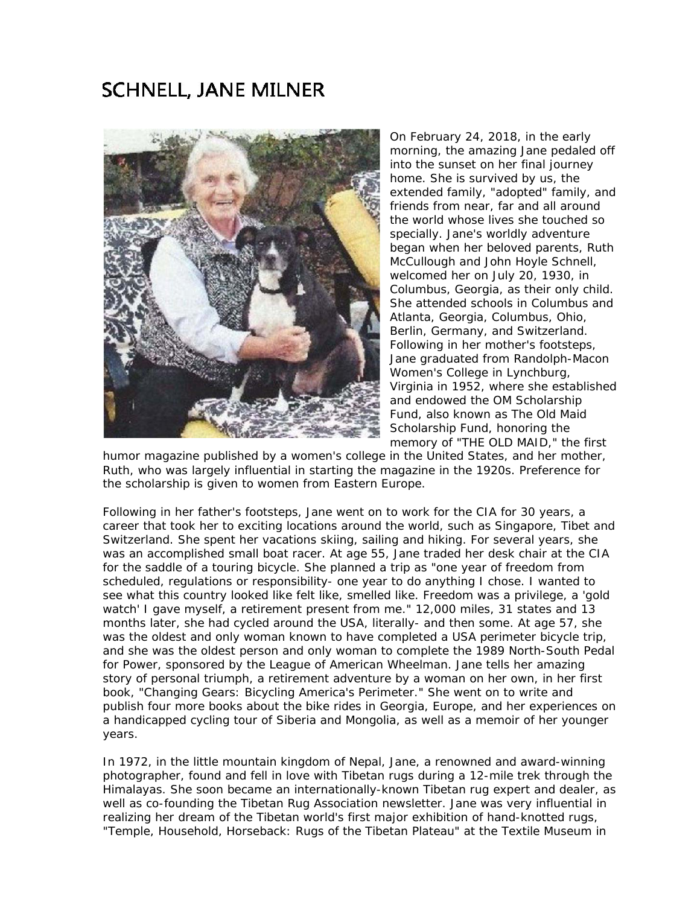# SCHNELL, JANE MILNER

On February 24, 2018, in the early morning, the amazing Jane pedaled off into the sunset on her final journey home. She is survived by us, the extended family, "adopted" family, and friends from near, far and all around the world whose lives she touched so specially. Jane's worldly adventure began when her beloved parents, Ruth McCullough and John Hoyle Schnell, welcomed her on July 20, 1930, in Columbus, Georgia, as their only child. She attended schools in Columbus and Atlanta, Georgia, Columbus, Ohio, Berlin, Germany, and Switzerland. Following in her mother's footsteps, Jane graduated from Randolph-Macon Women's College in Lynchburg, Virginia in 1952, where she established and endowed the OM Scholarship Fund, also known as The Old Maid Scholarship Fund, honoring the memory of "THE OLD MAID," the first humor magazine published by a women's college in the United States, and her mother, Ruth, who was largely influential in starting the magazine in the 1920s. Preference for the scholarship is given to women from Eastern Europe.

Following in her father's footsteps, Jane went on to work for the CIA for 30 years, a career that took her to exciting locations around the world, such as Singapore, Tibet and Switzerland. She spent her vacations skiing, sailing and hiking. For several years, she was an accomplished small boat racer. At age 55, Jane traded her desk chair at the CIA for the saddle of a touring bicycle. She planned a trip as "one year of freedom from scheduled, regulations or responsibility- one year to do anything I chose. I wanted to see what this country looked like felt like, smelled like. Freedom was a privilege, a 'gold watch' I gave myself, a retirement present from me." 12,000 miles, 31 states and 13 months later, she had cycled around the USA, literally- and then some. At age 57, she was the oldest and only woman known to have completed a USA perimeter bicycle trip, and she was the oldest person and only woman to complete the 1989 North-South Pedal for Power, sponsored by the League of American Wheelman. Jane tells her amazing story of personal triumph, a retirement adventure by a woman on her own, in her first book, "Changing Gears: Bicycling America's Perimeter." She went on to write and publish four more books about the bike rides in Georgia, Europe, and her experiences on a handicapped cycling tour of Siberia and Mongolia, as well as a memoir of her younger years.

In 1972, in the little mountain kingdom of Nepal, Jane, a renowned and award-winning photographer, found and fell in love with Tibetan rugs during a 12-mile trek through the Himalayas. She soon became an internationally-known Tibetan rug expert and dealer, as well as co-founding the Tibetan Rug Association newsletter. Jane was very influential in realizing her dream of the Tibetan world's first major exhibition of hand-knotted rugs, "Temple, Household, Horseback: Rugs of the Tibetan Plateau" at the Textile Museum in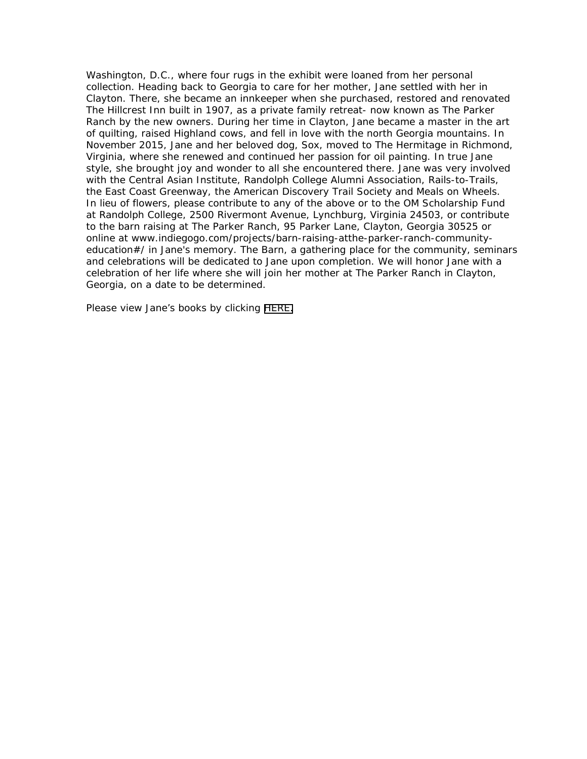Washington, D.C., where four rugs in the exhibit were loaned from her personal collection. Heading back to Georgia to care for her mother, Jane settled with her in Clayton. There, she became an innkeeper when she purchased, restored and renovated The Hillcrest Inn built in 1907, as a private family retreat- now known as The Parker Ranch by the new owners. During her time in Clayton, Jane became a master in the art of quilting, raised Highland cows, and fell in love with the north Georgia mountains. In November 2015, Jane and her beloved dog, Sox, moved to The Hermitage in Richmond, Virginia, where she renewed and continued her passion for oil painting. In true Jane style, she brought joy and wonder to all she encountered there. Jane was very involved with the Central Asian Institute, Randolph College Alumni Association, Rails-to-Trails, the East Coast Greenway, the American Discovery Trail Society and Meals on Wheels. In lieu of flowers, please contribute to any of the above or to the OM Scholarship Fund at Randolph College, 2500 Rivermont Avenue, Lynchburg, Virginia 24503, or contribute to the barn raising at The Parker Ranch, 95 Parker Lane, Clayton, Georgia 30525 or online at www.indiegogo.com/projects/barn-raising-atthe-parker-ranch-community-education#/ in Jane's memory. The Barn, a gathering place for the community, seminars and celebrations will be dedicated to Jane upon completion. We will honor Jane with a celebration of her life where she will join her mother at The Parker Ranch in Clayton, Georgia, on a date to be determined.

Please view Jane's books by clicking HERE.